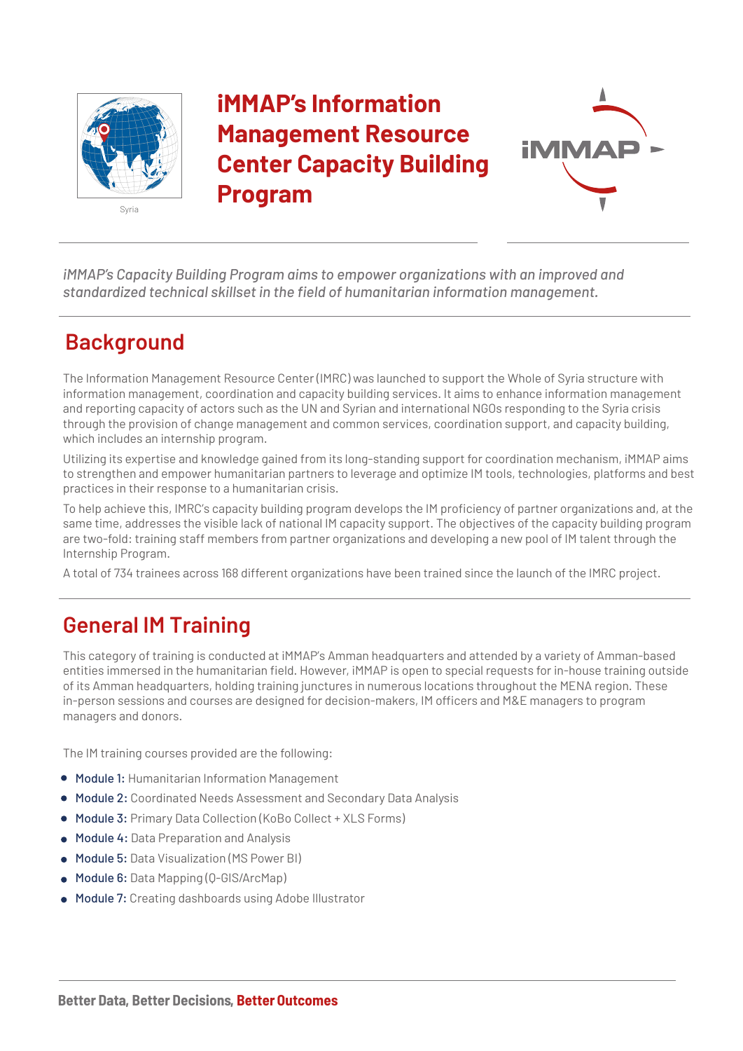Syria

# iMMAP's Information Management Resource Center Capacity Building Program

*iMMAP's Capacity Building Program aims to empower organizations with an improved and standardized technical skillset in the field of humanitarian information management.*

## Background

The Information Management Resource Center (IMRC) was launched to support the Whole of Syria structure with information management, coordination and capacity building services. It aims to enhance information management and reporting capacity of actors such as the UN and Syrian and international NGOs responding to the Syria crisis through the provision of change management and common services, coordination support, and capacity building, which includes an internship program.

Utilizing its expertise and knowledge gained from its long-standing support for coordination mechanism, iMMAP aims to strengthen and empower humanitarian partners to leverage and optimize IM tools, technologies, platforms and best practices in their response to a humanitarian crisis.

To help achieve this, IMRC's capacity building program develops the IM proficiency of partner organizations and, at the same time, addresses the visible lack of national IM capacity support. The objectives of the capacity building program are two-fold: training staff members from partner organizations and developing a new pool of IM talent through the Internship Program.

A total of 734 trainees across 168 different organizations have been trained since the launch of the IMRC project.

## General IM Training

This category of training is conducted at iMMAP's Amman headquarters and attended by a variety of Amman-based entities immersed in the humanitarian field. However, iMMAP is open to special requests for in-house training outside of its Amman headquarters, holding training junctures in numerous locations throughout the MENA region. These in-person sessions and courses are designed for decision-makers, IM officers and M&E managers to program managers and donors.

The IM training courses provided are the following:

- **Module 1:** Humanitarian Information Management
- **Module 2:** Coordinated Needs Assessment and Secondary Data Analysis
- **Module 3:** Primary Data Collection (KoBo Collect + XLS Forms)
- **Module 4:** Data Preparation and Analysis
- **Module 5:** Data Visualization (MS Power BI)
- **Module 6:** Data Mapping (Q-GIS/ArcMap)
- **Module 7:** Creating dashboards using Adobe Illustrator

**Better Data, Better Decisions, Better Outcomes**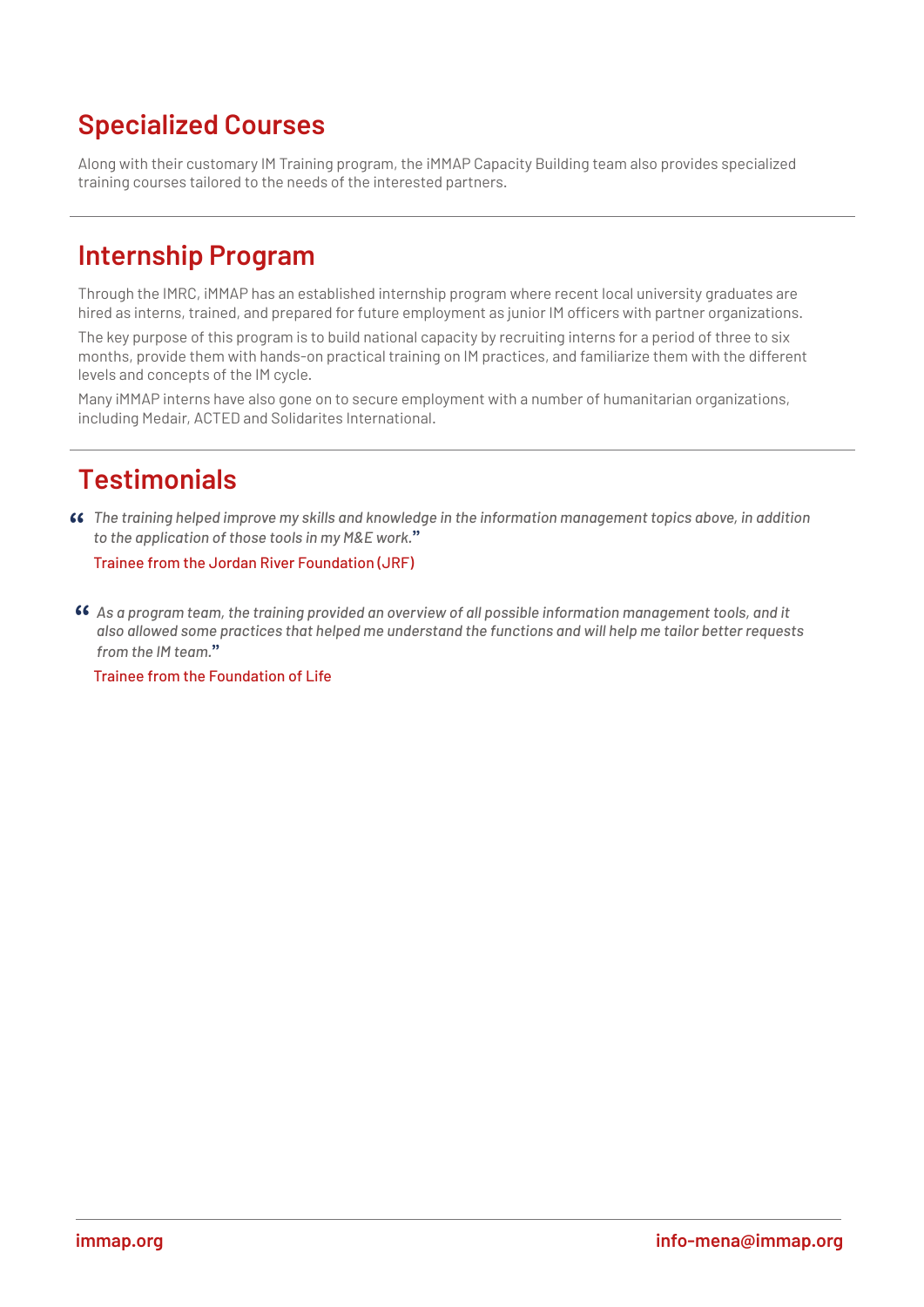## Specialized Courses

Along with their customary IM Training program, the iMMAP Capacity Building team also provides specialized training courses tailored to the needs of the interested partners.

---

## Internship Program

Through the IMRC, iMMAP has an established internship program where recent local university graduates are hired as interns, trained, and prepared for future employment as junior IM officers with partner organizations.

The key purpose of this program is to build national capacity by recruiting interns for a period of three to six months, provide them with hands-on practical training on IM practices, and familiarize them with the different levels and concepts of the IM cycle.

Many iMMAP interns have also gone on to secure employment with a number of humanitarian organizations, including Medair, ACTED and Solidarites International.

---

## Testimonials

> *"The training helped improve my skills and knowledge in the information management topics above, in addition to the application of those tools in my M&E work."*
>
> Trainee from the Jordan River Foundation (JRF)

> *"As a program team, the training provided an overview of all possible information management tools, and it also allowed some practices that helped me understand the functions and will help me tailor better requests from the IM team."*
>
> Trainee from the Foundation of Life